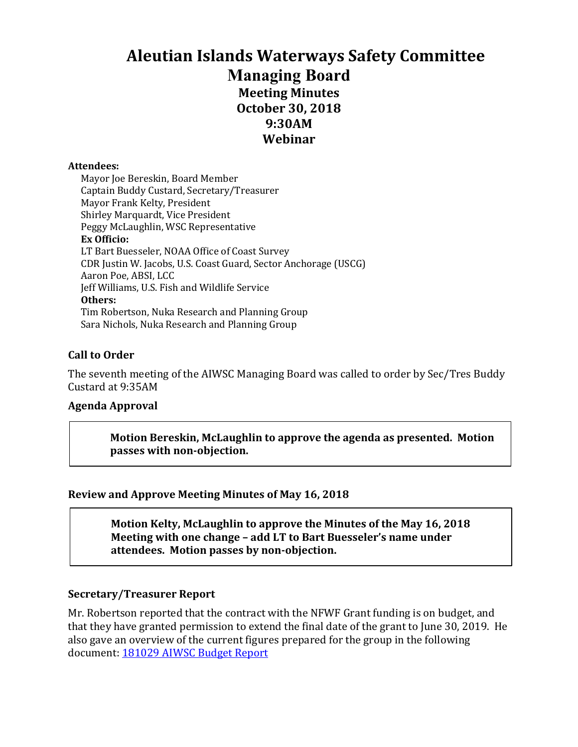# Aleutian Islands Waterways Safety Committee

## Managing Board

### Meeting Minutes

### October 30, 2018

### 9:30AM

### Webinar

**Attendees:**

Mayor Joe Bereskin, Board Member
Captain Buddy Custard, Secretary/Treasurer
Mayor Frank Kelty, President
Shirley Marquardt, Vice President
Peggy McLaughlin, WSC Representative

**Ex Officio:**

LT Bart Buesseler, NOAA Office of Coast Survey
CDR Justin W. Jacobs, U.S. Coast Guard, Sector Anchorage (USCG)
Aaron Poe, ABSI, LCC
Jeff Williams, U.S. Fish and Wildlife Service

**Others:**

Tim Robertson, Nuka Research and Planning Group
Sara Nichols, Nuka Research and Planning Group

### Call to Order

The seventh meeting of the AIWSC Managing Board was called to order by Sec/Tres Buddy Custard at 9:35AM

### Agenda Approval

> **Motion Bereskin, McLaughlin to approve the agenda as presented. Motion passes with non-objection.**

### Review and Approve Meeting Minutes of May 16, 2018

> **Motion Kelty, McLaughlin to approve the Minutes of the May 16, 2018 Meeting with one change – add LT to Bart Buesseler's name under attendees. Motion passes by non-objection.**

### Secretary/Treasurer Report

Mr. Robertson reported that the contract with the NFWF Grant funding is on budget, and that they have granted permission to extend the final date of the grant to June 30, 2019. He also gave an overview of the current figures prepared for the group in the following document: 181029 AIWSC Budget Report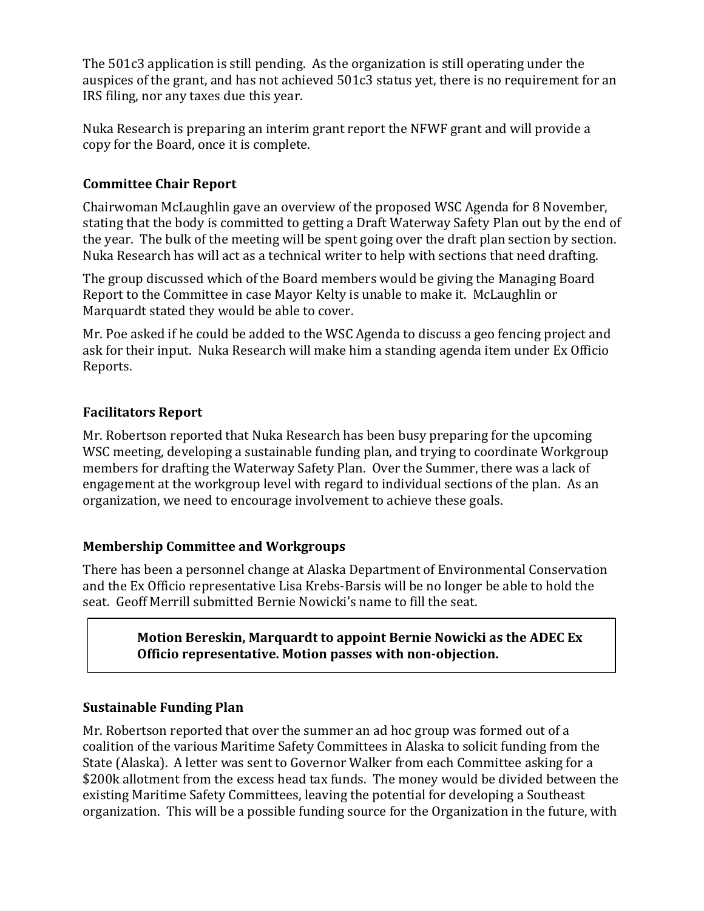The 501c3 application is still pending. As the organization is still operating under the auspices of the grant, and has not achieved 501c3 status yet, there is no requirement for an IRS filing, nor any taxes due this year.

Nuka Research is preparing an interim grant report the NFWF grant and will provide a copy for the Board, once it is complete.

### Committee Chair Report

Chairwoman McLaughlin gave an overview of the proposed WSC Agenda for 8 November, stating that the body is committed to getting a Draft Waterway Safety Plan out by the end of the year. The bulk of the meeting will be spent going over the draft plan section by section. Nuka Research has will act as a technical writer to help with sections that need drafting.

The group discussed which of the Board members would be giving the Managing Board Report to the Committee in case Mayor Kelty is unable to make it. McLaughlin or Marquardt stated they would be able to cover.

Mr. Poe asked if he could be added to the WSC Agenda to discuss a geo fencing project and ask for their input. Nuka Research will make him a standing agenda item under Ex Officio Reports.

### Facilitators Report

Mr. Robertson reported that Nuka Research has been busy preparing for the upcoming WSC meeting, developing a sustainable funding plan, and trying to coordinate Workgroup members for drafting the Waterway Safety Plan. Over the Summer, there was a lack of engagement at the workgroup level with regard to individual sections of the plan. As an organization, we need to encourage involvement to achieve these goals.

### Membership Committee and Workgroups

There has been a personnel change at Alaska Department of Environmental Conservation and the Ex Officio representative Lisa Krebs-Barsis will be no longer be able to hold the seat. Geoff Merrill submitted Bernie Nowicki's name to fill the seat.

> **Motion Bereskin, Marquardt to appoint Bernie Nowicki as the ADEC Ex Officio representative. Motion passes with non-objection.**

### Sustainable Funding Plan

Mr. Robertson reported that over the summer an ad hoc group was formed out of a coalition of the various Maritime Safety Committees in Alaska to solicit funding from the State (Alaska). A letter was sent to Governor Walker from each Committee asking for a \$200k allotment from the excess head tax funds. The money would be divided between the existing Maritime Safety Committees, leaving the potential for developing a Southeast organization. This will be a possible funding source for the Organization in the future, with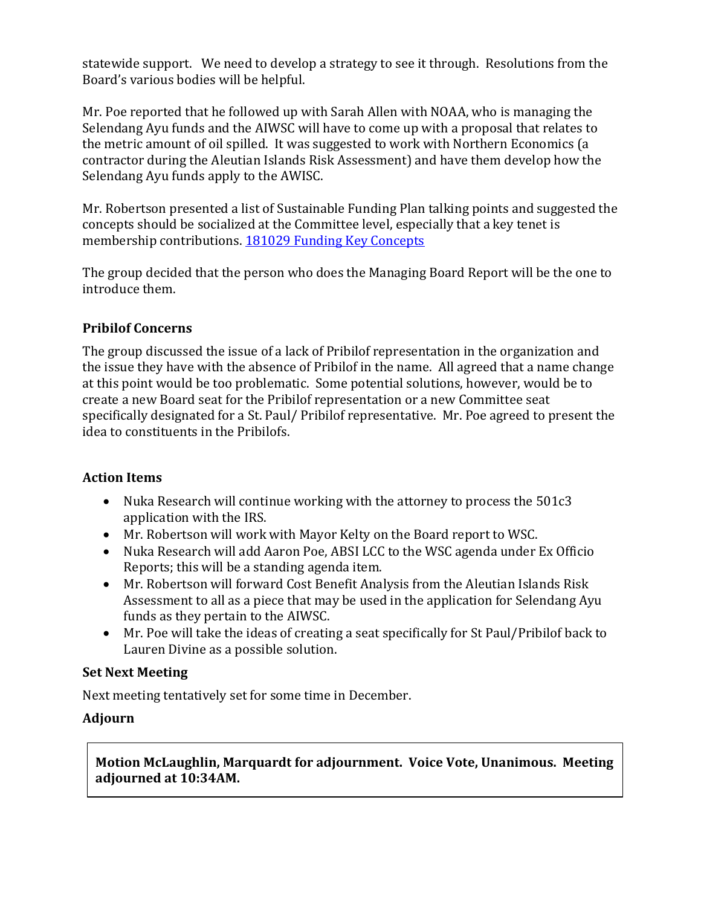statewide support. We need to develop a strategy to see it through. Resolutions from the Board's various bodies will be helpful.

Mr. Poe reported that he followed up with Sarah Allen with NOAA, who is managing the Selendang Ayu funds and the AIWSC will have to come up with a proposal that relates to the metric amount of oil spilled. It was suggested to work with Northern Economics (a contractor during the Aleutian Islands Risk Assessment) and have them develop how the Selendang Ayu funds apply to the AWISC.

Mr. Robertson presented a list of Sustainable Funding Plan talking points and suggested the concepts should be socialized at the Committee level, especially that a key tenet is membership contributions. 181029 Funding Key Concepts

The group decided that the person who does the Managing Board Report will be the one to introduce them.

### Pribilof Concerns

The group discussed the issue of a lack of Pribilof representation in the organization and the issue they have with the absence of Pribilof in the name. All agreed that a name change at this point would be too problematic. Some potential solutions, however, would be to create a new Board seat for the Pribilof representation or a new Committee seat specifically designated for a St. Paul/ Pribilof representative. Mr. Poe agreed to present the idea to constituents in the Pribilofs.

### Action Items

- Nuka Research will continue working with the attorney to process the 501c3 application with the IRS.
- Mr. Robertson will work with Mayor Kelty on the Board report to WSC.
- Nuka Research will add Aaron Poe, ABSI LCC to the WSC agenda under Ex Officio Reports; this will be a standing agenda item.
- Mr. Robertson will forward Cost Benefit Analysis from the Aleutian Islands Risk Assessment to all as a piece that may be used in the application for Selendang Ayu funds as they pertain to the AIWSC.
- Mr. Poe will take the ideas of creating a seat specifically for St Paul/Pribilof back to Lauren Divine as a possible solution.

### Set Next Meeting

Next meeting tentatively set for some time in December.

### Adjourn

**Motion McLaughlin, Marquardt for adjournment. Voice Vote, Unanimous. Meeting adjourned at 10:34AM.**